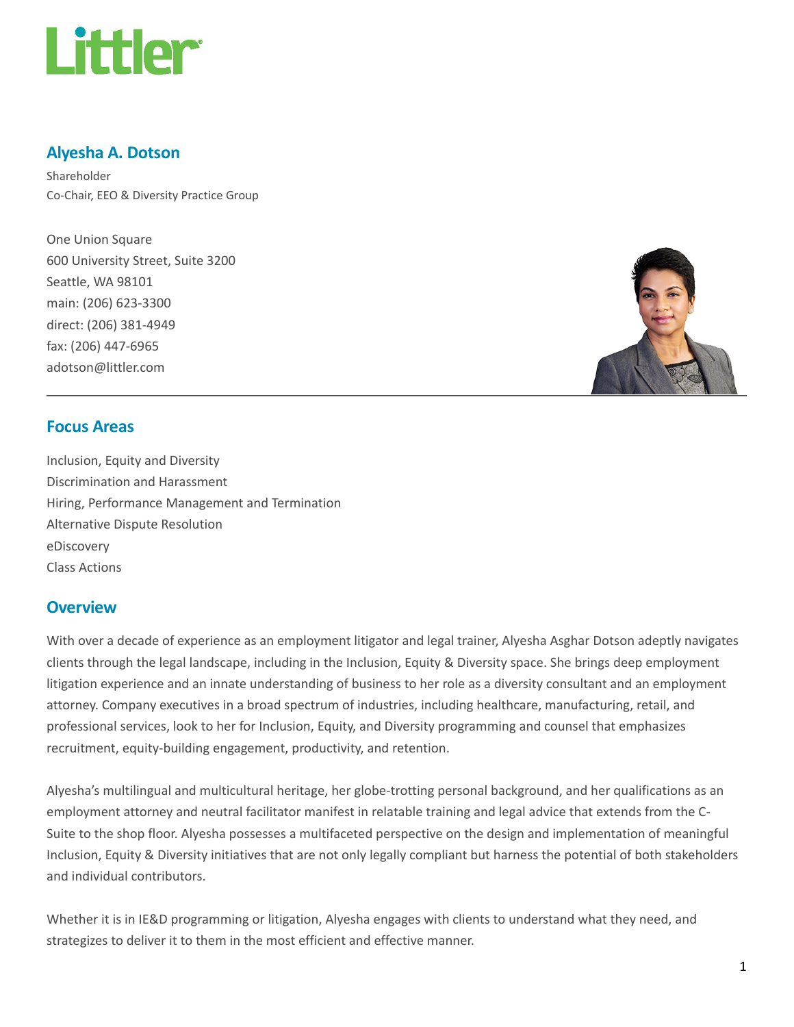# Alyesha A. Dotson

Shareholder
Co-Chair, EEO & Diversity Practice Group

One Union Square
600 University Street, Suite 3200
Seattle, WA 98101
main: (206) 623-3300
direct: (206) 381-4949
fax: (206) 447-6965
adotson@littler.com

## Focus Areas

Inclusion, Equity and Diversity
Discrimination and Harassment
Hiring, Performance Management and Termination
Alternative Dispute Resolution
eDiscovery
Class Actions

## Overview

With over a decade of experience as an employment litigator and legal trainer, Alyesha Asghar Dotson adeptly navigates clients through the legal landscape, including in the Inclusion, Equity & Diversity space. She brings deep employment litigation experience and an innate understanding of business to her role as a diversity consultant and an employment attorney. Company executives in a broad spectrum of industries, including healthcare, manufacturing, retail, and professional services, look to her for Inclusion, Equity, and Diversity programming and counsel that emphasizes recruitment, equity-building engagement, productivity, and retention.

Alyesha's multilingual and multicultural heritage, her globe-trotting personal background, and her qualifications as an employment attorney and neutral facilitator manifest in relatable training and legal advice that extends from the C-Suite to the shop floor. Alyesha possesses a multifaceted perspective on the design and implementation of meaningful Inclusion, Equity & Diversity initiatives that are not only legally compliant but harness the potential of both stakeholders and individual contributors.

Whether it is in IE&D programming or litigation, Alyesha engages with clients to understand what they need, and strategizes to deliver it to them in the most efficient and effective manner.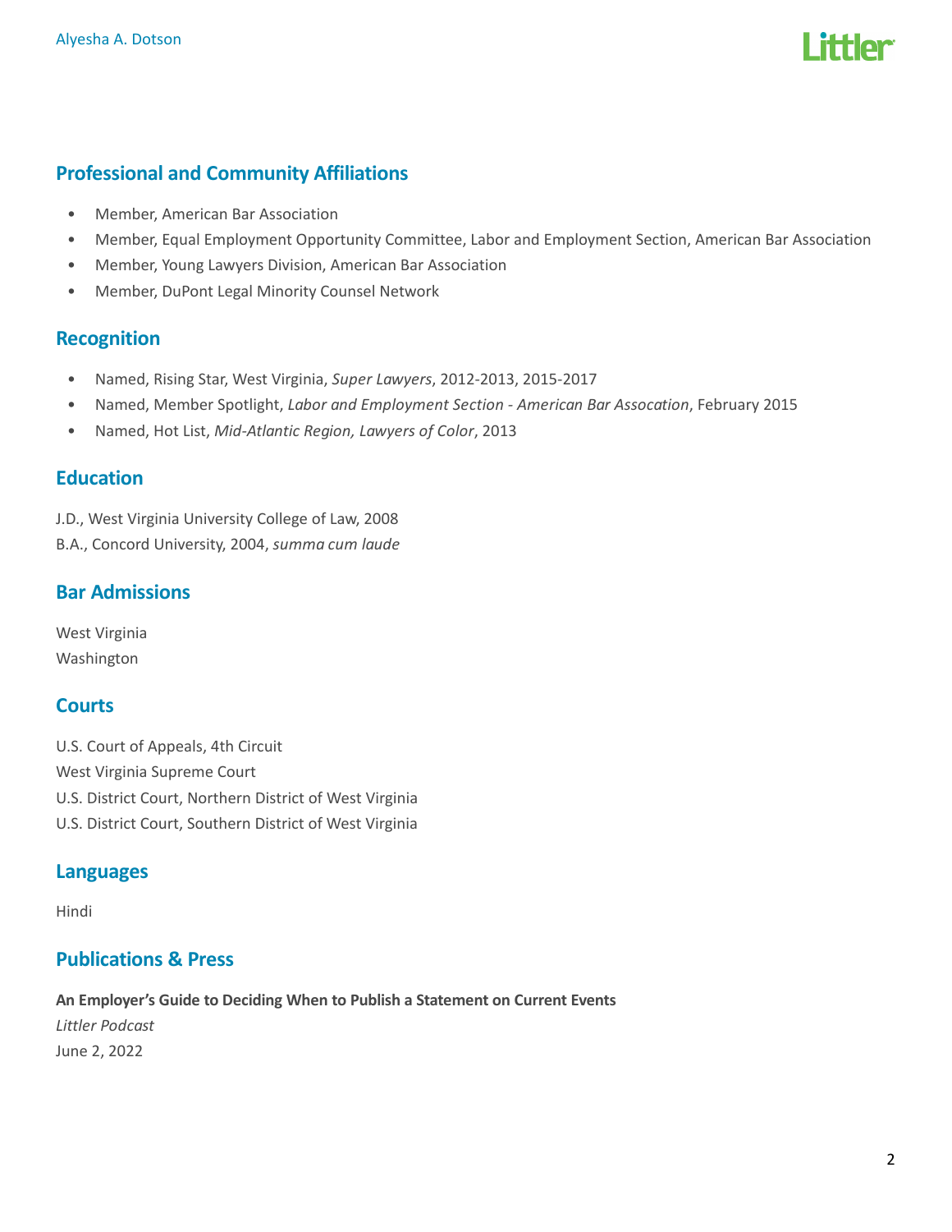## Professional and Community Affiliations

- Member, American Bar Association
- Member, Equal Employment Opportunity Committee, Labor and Employment Section, American Bar Association
- Member, Young Lawyers Division, American Bar Association
- Member, DuPont Legal Minority Counsel Network

## Recognition

- Named, Rising Star, West Virginia, *Super Lawyers*, 2012-2013, 2015-2017
- Named, Member Spotlight, *Labor and Employment Section - American Bar Assocation*, February 2015
- Named, Hot List, *Mid-Atlantic Region, Lawyers of Color*, 2013

## Education

J.D., West Virginia University College of Law, 2008
B.A., Concord University, 2004, *summa cum laude*

## Bar Admissions

West Virginia
Washington

## Courts

U.S. Court of Appeals, 4th Circuit
West Virginia Supreme Court
U.S. District Court, Northern District of West Virginia
U.S. District Court, Southern District of West Virginia

## Languages

Hindi

## Publications & Press

**An Employer's Guide to Deciding When to Publish a Statement on Current Events**
*Littler Podcast*
June 2, 2022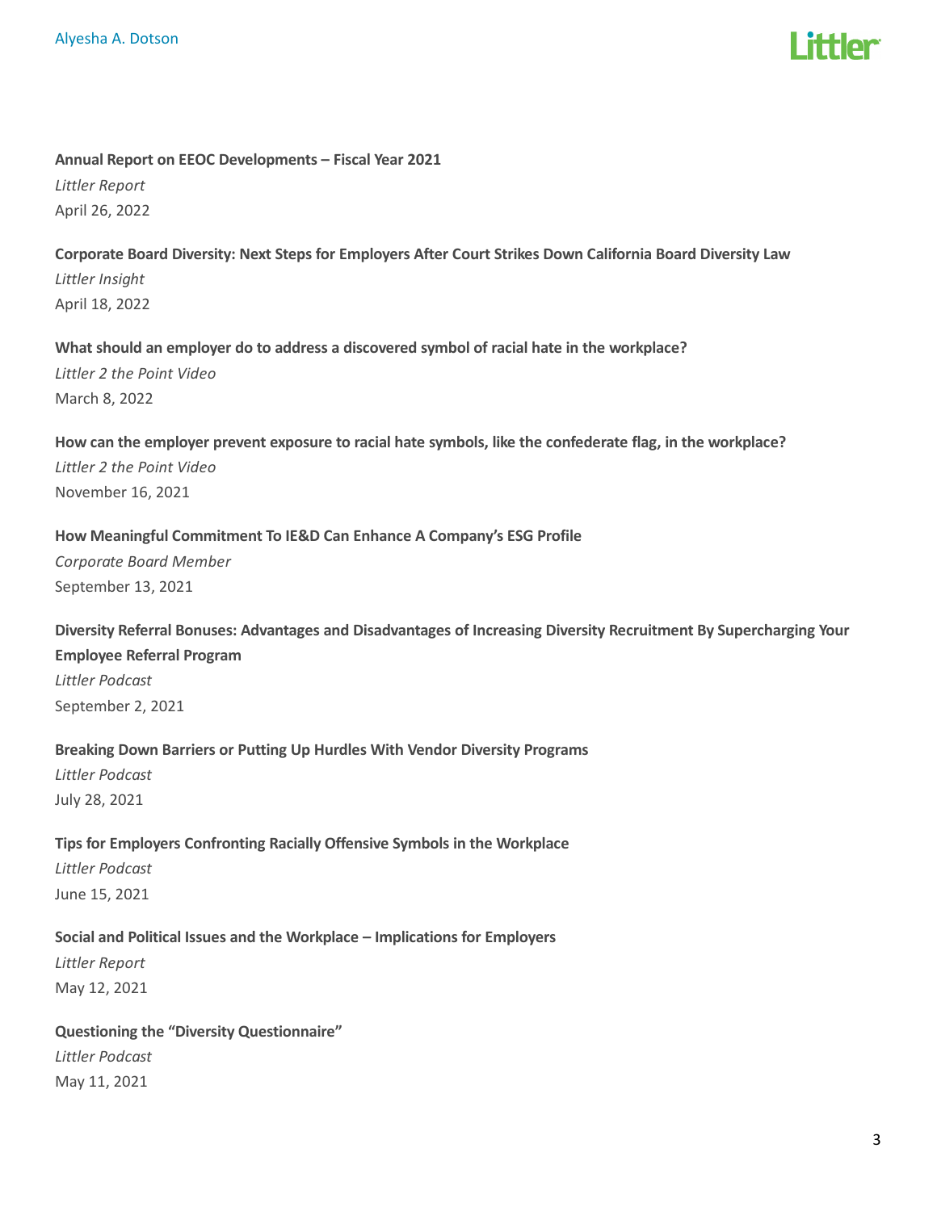**Annual Report on EEOC Developments – Fiscal Year 2021**
*Littler Report*
April 26, 2022

**Corporate Board Diversity: Next Steps for Employers After Court Strikes Down California Board Diversity Law**
*Littler Insight*
April 18, 2022

**What should an employer do to address a discovered symbol of racial hate in the workplace?**
*Littler 2 the Point Video*
March 8, 2022

**How can the employer prevent exposure to racial hate symbols, like the confederate flag, in the workplace?**
*Littler 2 the Point Video*
November 16, 2021

**How Meaningful Commitment To IE&D Can Enhance A Company's ESG Profile**
*Corporate Board Member*
September 13, 2021

**Diversity Referral Bonuses: Advantages and Disadvantages of Increasing Diversity Recruitment By Supercharging Your Employee Referral Program**
*Littler Podcast*
September 2, 2021

**Breaking Down Barriers or Putting Up Hurdles With Vendor Diversity Programs**
*Littler Podcast*
July 28, 2021

**Tips for Employers Confronting Racially Offensive Symbols in the Workplace**
*Littler Podcast*
June 15, 2021

**Social and Political Issues and the Workplace – Implications for Employers**
*Littler Report*
May 12, 2021

**Questioning the "Diversity Questionnaire"**
*Littler Podcast*
May 11, 2021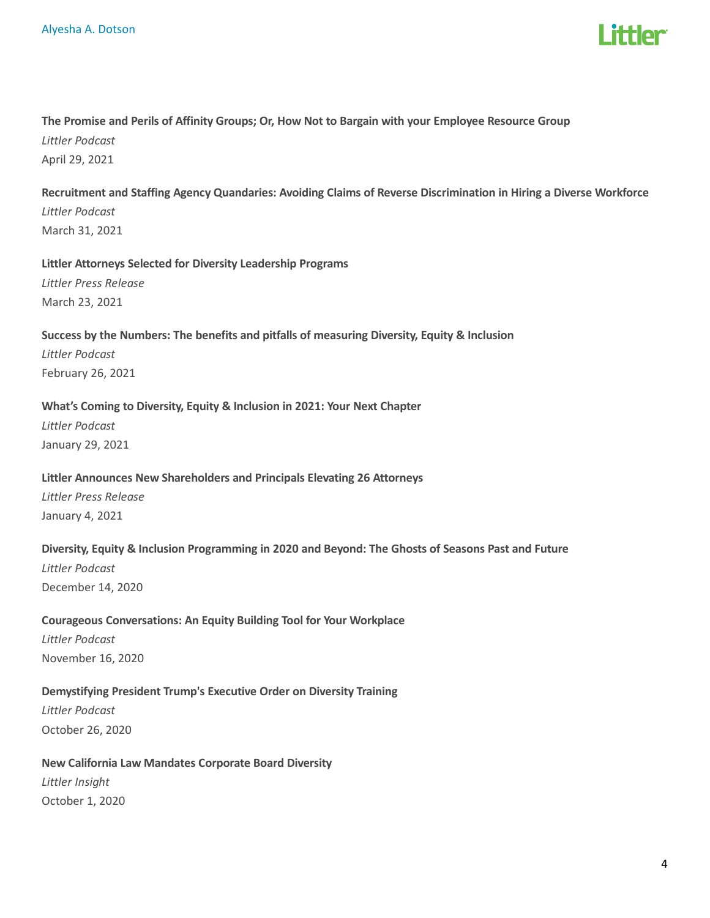**The Promise and Perils of Affinity Groups; Or, How Not to Bargain with your Employee Resource Group**
*Littler Podcast*
April 29, 2021

**Recruitment and Staffing Agency Quandaries: Avoiding Claims of Reverse Discrimination in Hiring a Diverse Workforce**
*Littler Podcast*
March 31, 2021

**Littler Attorneys Selected for Diversity Leadership Programs**
*Littler Press Release*
March 23, 2021

**Success by the Numbers: The benefits and pitfalls of measuring Diversity, Equity & Inclusion**
*Littler Podcast*
February 26, 2021

**What's Coming to Diversity, Equity & Inclusion in 2021: Your Next Chapter**
*Littler Podcast*
January 29, 2021

**Littler Announces New Shareholders and Principals Elevating 26 Attorneys**
*Littler Press Release*
January 4, 2021

**Diversity, Equity & Inclusion Programming in 2020 and Beyond: The Ghosts of Seasons Past and Future**
*Littler Podcast*
December 14, 2020

**Courageous Conversations: An Equity Building Tool for Your Workplace**
*Littler Podcast*
November 16, 2020

**Demystifying President Trump's Executive Order on Diversity Training**
*Littler Podcast*
October 26, 2020

**New California Law Mandates Corporate Board Diversity**
*Littler Insight*
October 1, 2020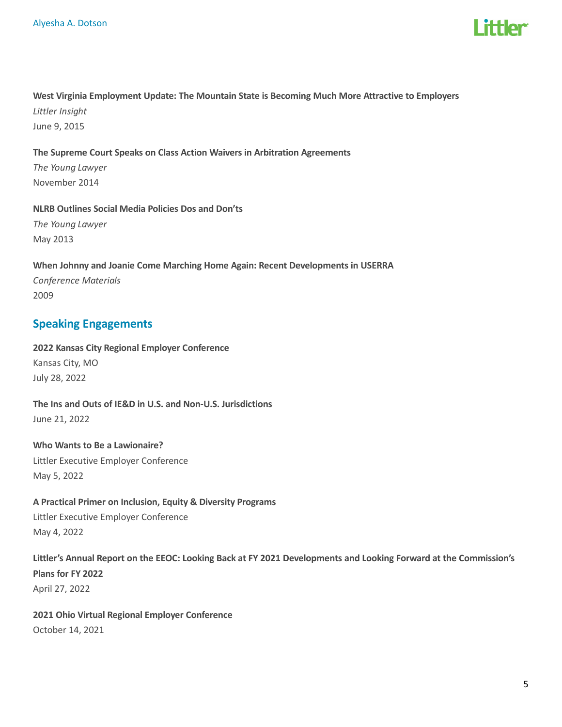**West Virginia Employment Update: The Mountain State is Becoming Much More Attractive to Employers**
*Littler Insight*
June 9, 2015

**The Supreme Court Speaks on Class Action Waivers in Arbitration Agreements**
*The Young Lawyer*
November 2014

**NLRB Outlines Social Media Policies Dos and Don'ts**
*The Young Lawyer*
May 2013

**When Johnny and Joanie Come Marching Home Again: Recent Developments in USERRA**
*Conference Materials*
2009

## Speaking Engagements

**2022 Kansas City Regional Employer Conference**
Kansas City, MO
July 28, 2022

**The Ins and Outs of IE&D in U.S. and Non-U.S. Jurisdictions**
June 21, 2022

**Who Wants to Be a Lawionaire?**
Littler Executive Employer Conference
May 5, 2022

**A Practical Primer on Inclusion, Equity & Diversity Programs**
Littler Executive Employer Conference
May 4, 2022

**Littler's Annual Report on the EEOC: Looking Back at FY 2021 Developments and Looking Forward at the Commission's Plans for FY 2022**
April 27, 2022

**2021 Ohio Virtual Regional Employer Conference**
October 14, 2021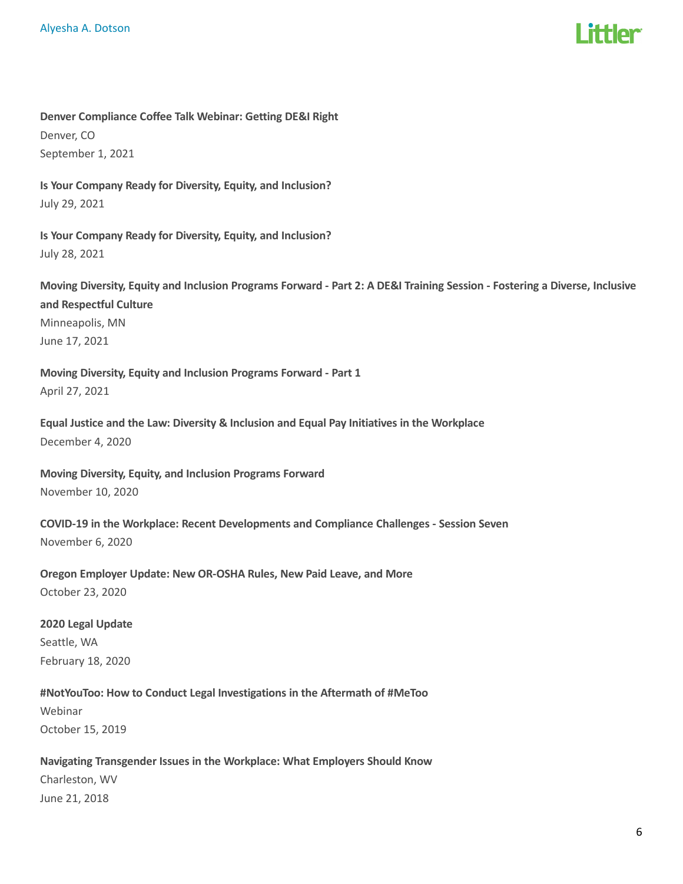**Denver Compliance Coffee Talk Webinar: Getting DE&I Right**
Denver, CO
September 1, 2021

**Is Your Company Ready for Diversity, Equity, and Inclusion?**
July 29, 2021

**Is Your Company Ready for Diversity, Equity, and Inclusion?**
July 28, 2021

**Moving Diversity, Equity and Inclusion Programs Forward - Part 2: A DE&I Training Session - Fostering a Diverse, Inclusive and Respectful Culture**
Minneapolis, MN
June 17, 2021

**Moving Diversity, Equity and Inclusion Programs Forward - Part 1**
April 27, 2021

**Equal Justice and the Law: Diversity & Inclusion and Equal Pay Initiatives in the Workplace**
December 4, 2020

**Moving Diversity, Equity, and Inclusion Programs Forward**
November 10, 2020

**COVID-19 in the Workplace: Recent Developments and Compliance Challenges - Session Seven**
November 6, 2020

**Oregon Employer Update: New OR-OSHA Rules, New Paid Leave, and More**
October 23, 2020

**2020 Legal Update**
Seattle, WA
February 18, 2020

**#NotYouToo: How to Conduct Legal Investigations in the Aftermath of #MeToo**
Webinar
October 15, 2019

**Navigating Transgender Issues in the Workplace: What Employers Should Know**
Charleston, WV
June 21, 2018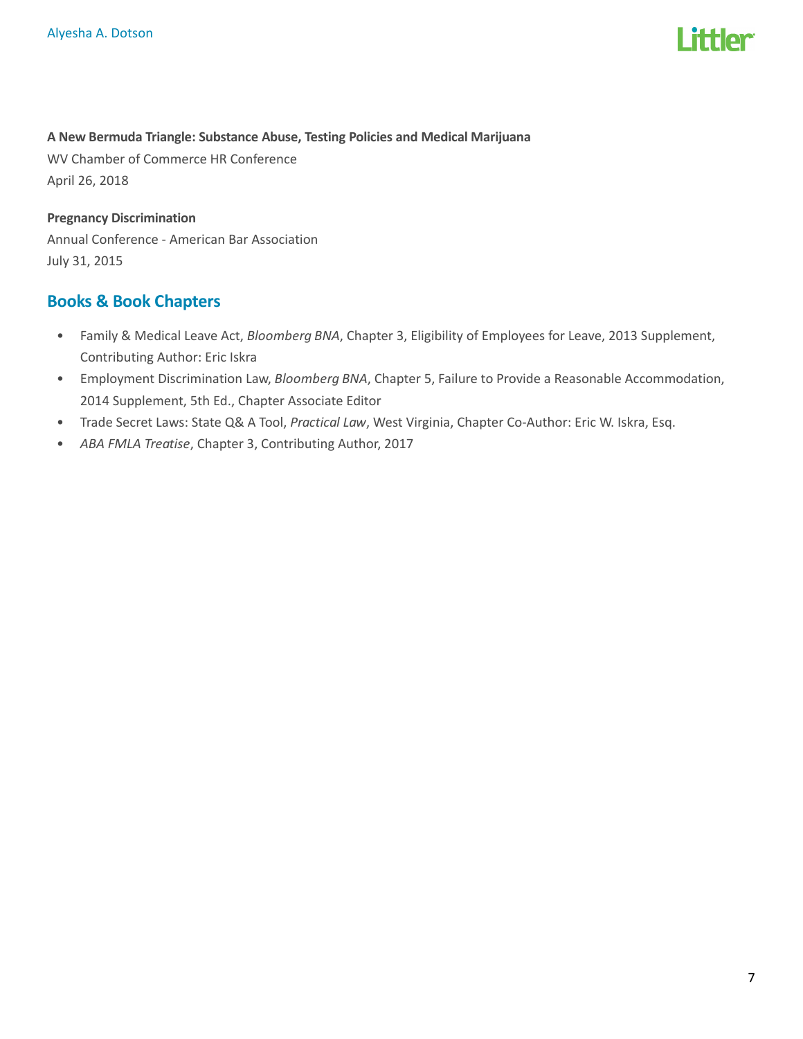**A New Bermuda Triangle: Substance Abuse, Testing Policies and Medical Marijuana**

WV Chamber of Commerce HR Conference

April 26, 2018

**Pregnancy Discrimination**

Annual Conference - American Bar Association

July 31, 2015

## Books & Book Chapters

- Family & Medical Leave Act, *Bloomberg BNA*, Chapter 3, Eligibility of Employees for Leave, 2013 Supplement, Contributing Author: Eric Iskra
- Employment Discrimination Law, *Bloomberg BNA*, Chapter 5, Failure to Provide a Reasonable Accommodation, 2014 Supplement, 5th Ed., Chapter Associate Editor
- Trade Secret Laws: State Q& A Tool, *Practical Law*, West Virginia, Chapter Co-Author: Eric W. Iskra, Esq.
- *ABA FMLA Treatise*, Chapter 3, Contributing Author, 2017